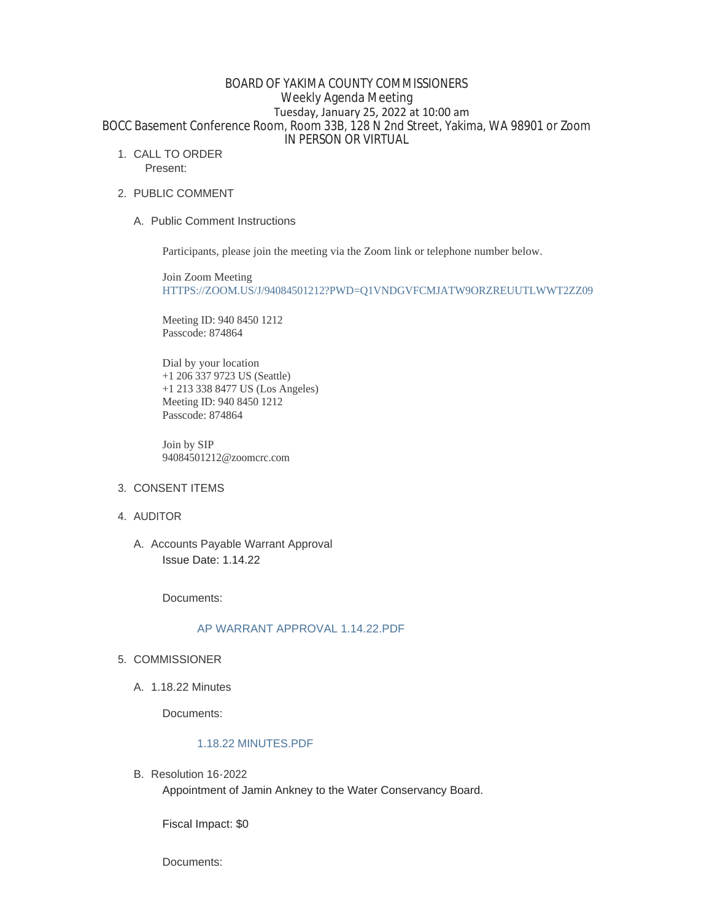# BOARD OF YAKIMA COUNTY COMMISSIONERS

## Weekly Agenda Meeting

### Tuesday, January 25, 2022 at 10:00 am

### BOCC Basement Conference Room, Room 33B, 128 N 2nd Street, Yakima, WA 98901 or Zoom

### IN PERSON OR VIRTUAL

1. CALL TO ORDER

   Present:

2. PUBLIC COMMENT

   A. Public Comment Instructions

      Participants, please join the meeting via the Zoom link or telephone number below.

      Join Zoom Meeting
      HTTPS://ZOOM.US/J/94084501212?PWD=Q1VNDGVFCMJATW9ORZREUUTLWWT2ZZ09

      Meeting ID: 940 8450 1212
      Passcode: 874864

      Dial by your location
      +1 206 337 9723 US (Seattle)
      +1 213 338 8477 US (Los Angeles)
      Meeting ID: 940 8450 1212
      Passcode: 874864

      Join by SIP
      94084501212@zoomcrc.com

3. CONSENT ITEMS

4. AUDITOR

   A. Accounts Payable Warrant Approval

      Issue Date: 1.14.22

      Documents:

      AP WARRANT APPROVAL 1.14.22.PDF

5. COMMISSIONER

   A. 1.18.22 Minutes

      Documents:

      1.18.22 MINUTES.PDF

   B. Resolution 16-2022

      Appointment of Jamin Ankney to the Water Conservancy Board.

      Fiscal Impact: $0

      Documents: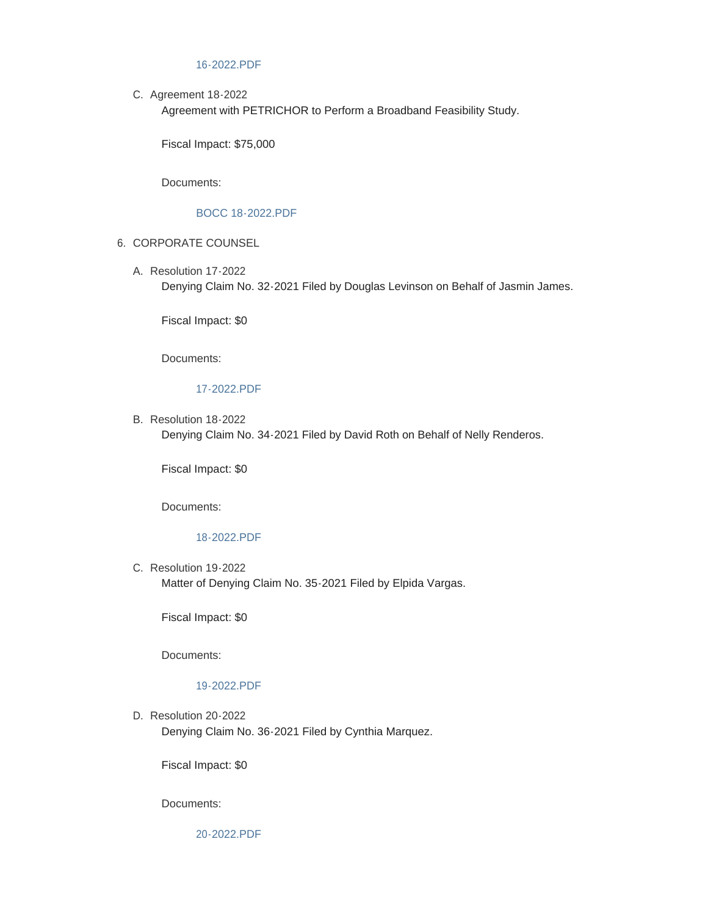16-2022.PDF

C. Agreement 18-2022

Agreement with PETRICHOR to Perform a Broadband Feasibility Study.

Fiscal Impact: $75,000

Documents:

BOCC 18-2022.PDF

6. CORPORATE COUNSEL

A. Resolution 17-2022

Denying Claim No. 32-2021 Filed by Douglas Levinson on Behalf of Jasmin James.

Fiscal Impact: $0

Documents:

17-2022.PDF

B. Resolution 18-2022

Denying Claim No. 34-2021 Filed by David Roth on Behalf of Nelly Renderos.

Fiscal Impact: $0

Documents:

18-2022.PDF

C. Resolution 19-2022

Matter of Denying Claim No. 35-2021 Filed by Elpida Vargas.

Fiscal Impact: $0

Documents:

19-2022.PDF

D. Resolution 20-2022

Denying Claim No. 36-2021 Filed by Cynthia Marquez.

Fiscal Impact: $0

Documents:

20-2022.PDF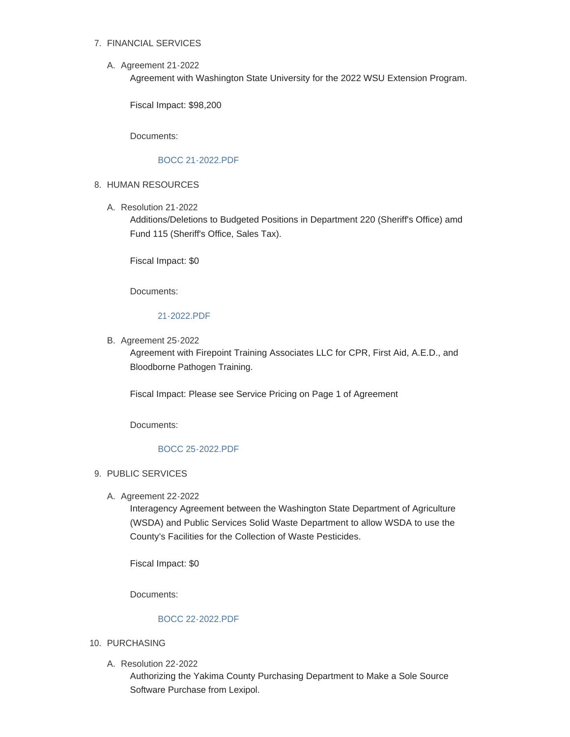7. FINANCIAL SERVICES

   A. Agreement 21-2022

      Agreement with Washington State University for the 2022 WSU Extension Program.

      Fiscal Impact: $98,200

      Documents:

      BOCC 21-2022.PDF

8. HUMAN RESOURCES

   A. Resolution 21-2022

      Additions/Deletions to Budgeted Positions in Department 220 (Sheriff's Office) amd Fund 115 (Sheriff's Office, Sales Tax).

      Fiscal Impact: $0

      Documents:

      21-2022.PDF

   B. Agreement 25-2022

      Agreement with Firepoint Training Associates LLC for CPR, First Aid, A.E.D., and Bloodborne Pathogen Training.

      Fiscal Impact: Please see Service Pricing on Page 1 of Agreement

      Documents:

      BOCC 25-2022.PDF

9. PUBLIC SERVICES

   A. Agreement 22-2022

      Interagency Agreement between the Washington State Department of Agriculture (WSDA) and Public Services Solid Waste Department to allow WSDA to use the County's Facilities for the Collection of Waste Pesticides.

      Fiscal Impact: $0

      Documents:

      BOCC 22-2022.PDF

10. PURCHASING

    A. Resolution 22-2022

       Authorizing the Yakima County Purchasing Department to Make a Sole Source Software Purchase from Lexipol.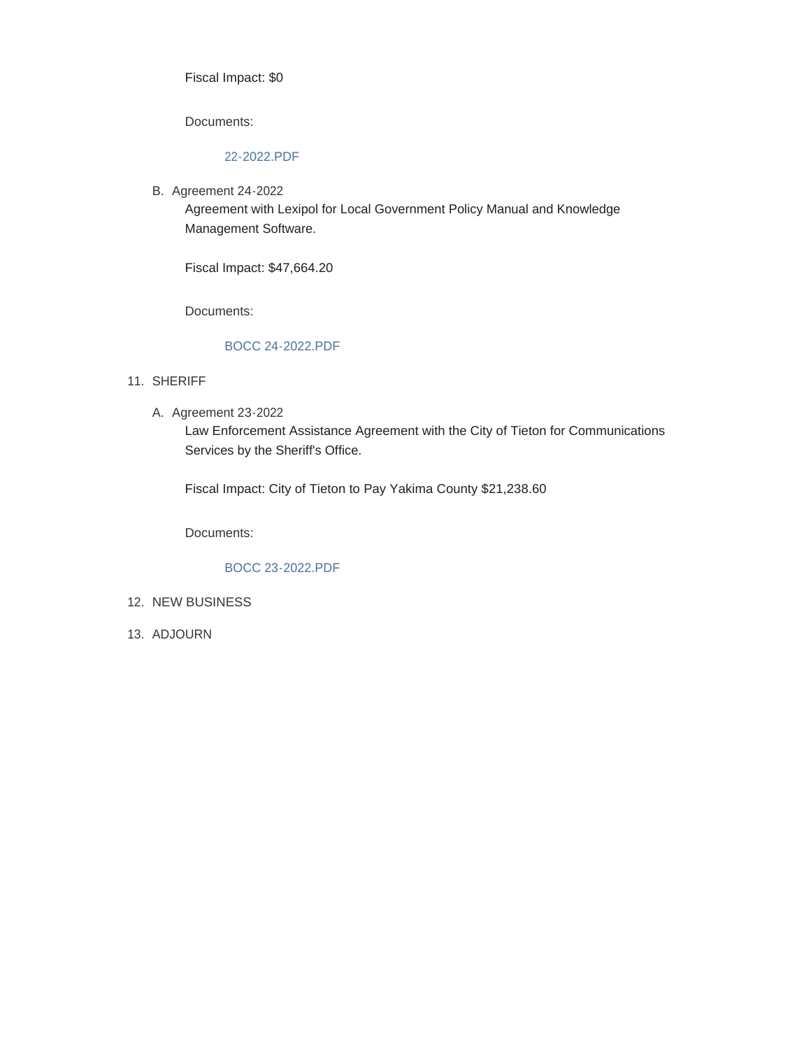Fiscal Impact: $0

Documents:

22-2022.PDF

B. Agreement 24-2022

   Agreement with Lexipol for Local Government Policy Manual and Knowledge Management Software.

   Fiscal Impact: $47,664.20

   Documents:

   BOCC 24-2022.PDF

11. SHERIFF

    A. Agreement 23-2022

       Law Enforcement Assistance Agreement with the City of Tieton for Communications Services by the Sheriff's Office.

       Fiscal Impact: City of Tieton to Pay Yakima County $21,238.60

       Documents:

       BOCC 23-2022.PDF

12. NEW BUSINESS

13. ADJOURN